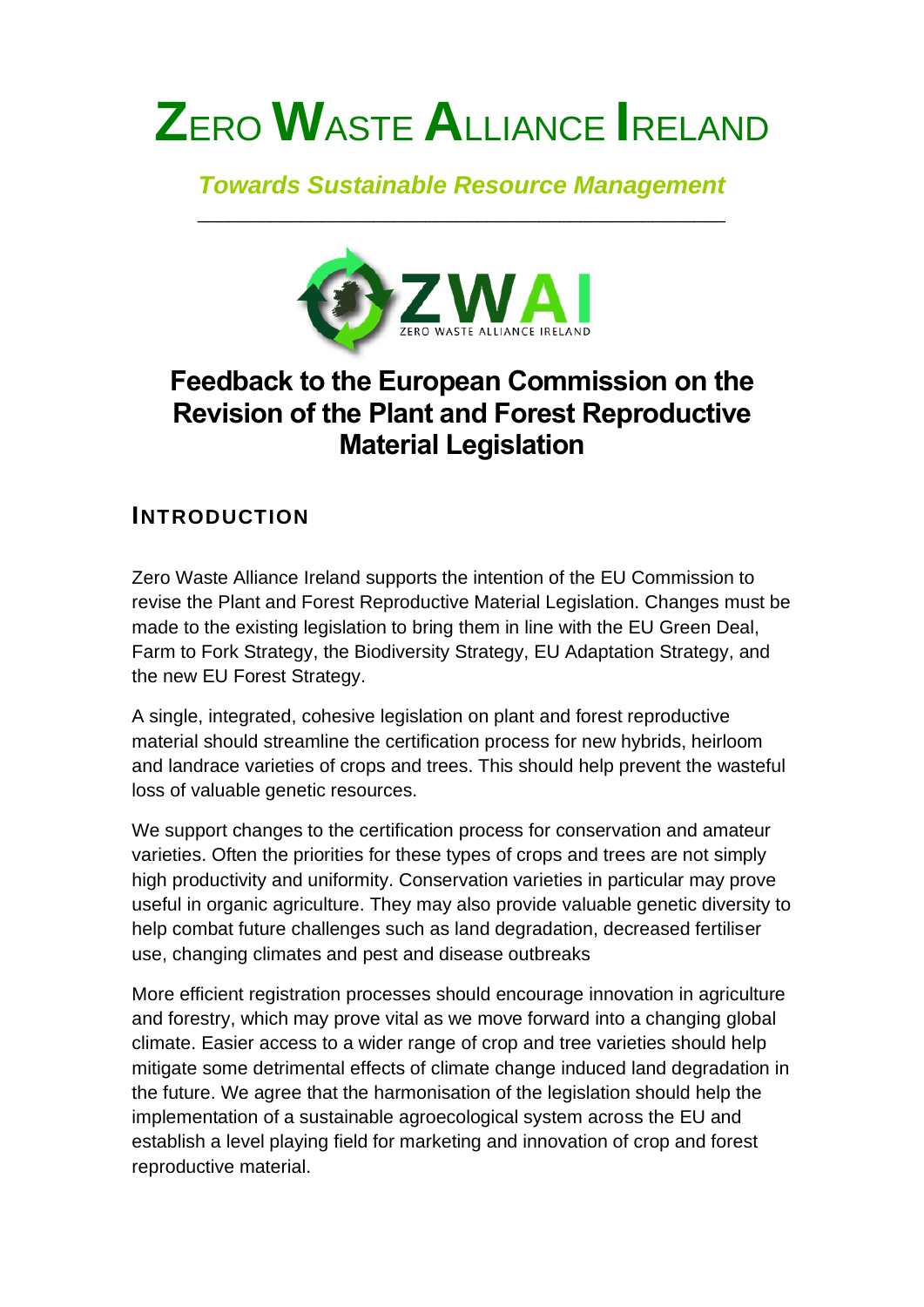# Zero Waste Alliance Ireland

*Towards Sustainable Resource Management*

---

## Feedback to the European Commission on the Revision of the Plant and Forest Reproductive Material Legislation

### Introduction

Zero Waste Alliance Ireland supports the intention of the EU Commission to revise the Plant and Forest Reproductive Material Legislation. Changes must be made to the existing legislation to bring them in line with the EU Green Deal, Farm to Fork Strategy, the Biodiversity Strategy, EU Adaptation Strategy, and the new EU Forest Strategy.

A single, integrated, cohesive legislation on plant and forest reproductive material should streamline the certification process for new hybrids, heirloom and landrace varieties of crops and trees. This should help prevent the wasteful loss of valuable genetic resources.

We support changes to the certification process for conservation and amateur varieties. Often the priorities for these types of crops and trees are not simply high productivity and uniformity. Conservation varieties in particular may prove useful in organic agriculture. They may also provide valuable genetic diversity to help combat future challenges such as land degradation, decreased fertiliser use, changing climates and pest and disease outbreaks

More efficient registration processes should encourage innovation in agriculture and forestry, which may prove vital as we move forward into a changing global climate. Easier access to a wider range of crop and tree varieties should help mitigate some detrimental effects of climate change induced land degradation in the future. We agree that the harmonisation of the legislation should help the implementation of a sustainable agroecological system across the EU and establish a level playing field for marketing and innovation of crop and forest reproductive material.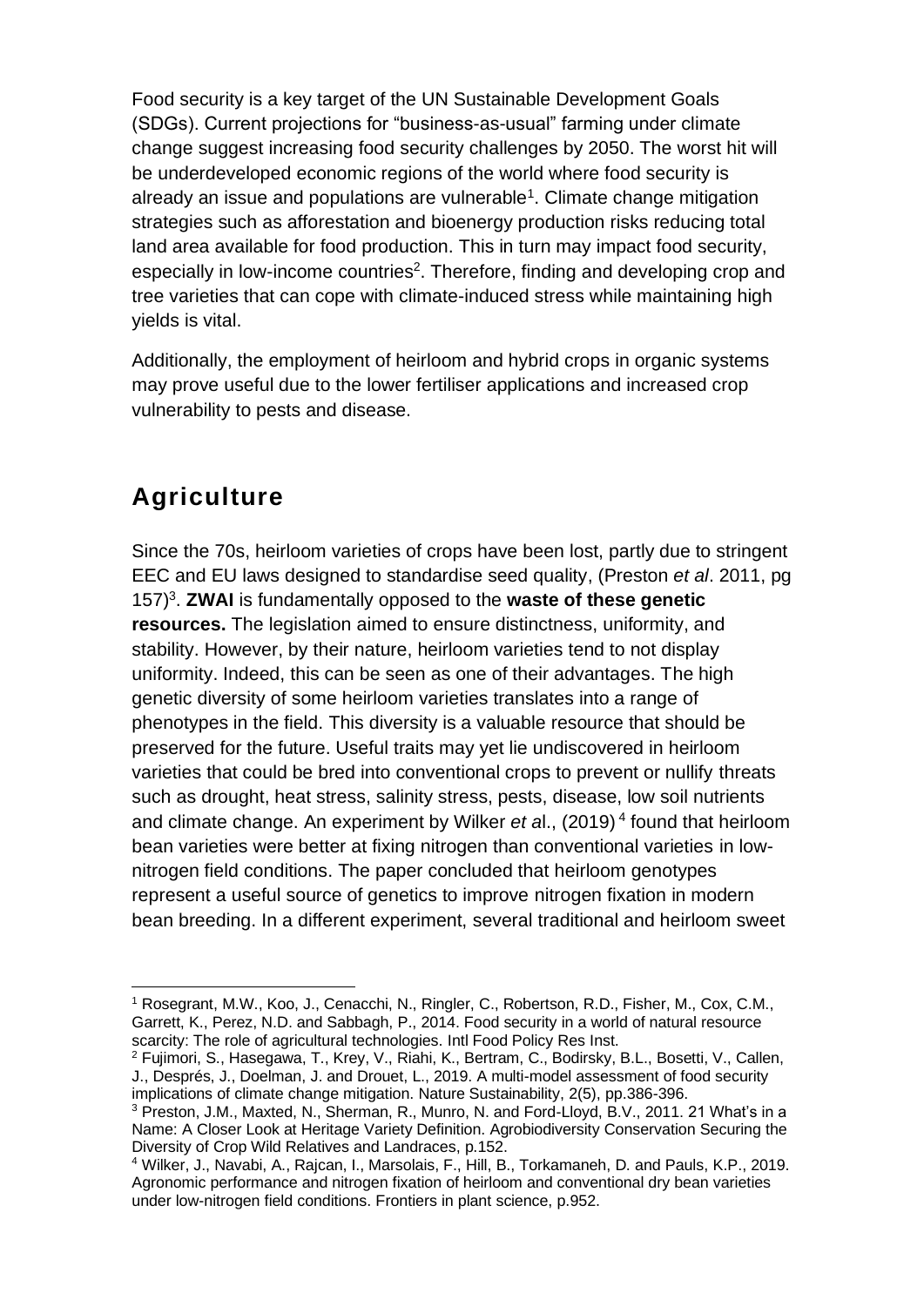Food security is a key target of the UN Sustainable Development Goals (SDGs). Current projections for "business-as-usual" farming under climate change suggest increasing food security challenges by 2050. The worst hit will be underdeveloped economic regions of the world where food security is already an issue and populations are vulnerable[1]. Climate change mitigation strategies such as afforestation and bioenergy production risks reducing total land area available for food production. This in turn may impact food security, especially in low-income countries[2]. Therefore, finding and developing crop and tree varieties that can cope with climate-induced stress while maintaining high yields is vital.

Additionally, the employment of heirloom and hybrid crops in organic systems may prove useful due to the lower fertiliser applications and increased crop vulnerability to pests and disease.

## Agriculture

Since the 70s, heirloom varieties of crops have been lost, partly due to stringent EEC and EU laws designed to standardise seed quality, (Preston *et al*. 2011, pg 157)[3]. **ZWAI** is fundamentally opposed to the **waste of these genetic resources.** The legislation aimed to ensure distinctness, uniformity, and stability. However, by their nature, heirloom varieties tend to not display uniformity. Indeed, this can be seen as one of their advantages. The high genetic diversity of some heirloom varieties translates into a range of phenotypes in the field. This diversity is a valuable resource that should be preserved for the future. Useful traits may yet lie undiscovered in heirloom varieties that could be bred into conventional crops to prevent or nullify threats such as drought, heat stress, salinity stress, pests, disease, low soil nutrients and climate change. An experiment by Wilker *et a*l., (2019)[4] found that heirloom bean varieties were better at fixing nitrogen than conventional varieties in low-nitrogen field conditions. The paper concluded that heirloom genotypes represent a useful source of genetics to improve nitrogen fixation in modern bean breeding. In a different experiment, several traditional and heirloom sweet

---

[1] Rosegrant, M.W., Koo, J., Cenacchi, N., Ringler, C., Robertson, R.D., Fisher, M., Cox, C.M., Garrett, K., Perez, N.D. and Sabbagh, P., 2014. Food security in a world of natural resource scarcity: The role of agricultural technologies. Intl Food Policy Res Inst.

[2] Fujimori, S., Hasegawa, T., Krey, V., Riahi, K., Bertram, C., Bodirsky, B.L., Bosetti, V., Callen, J., Després, J., Doelman, J. and Drouet, L., 2019. A multi-model assessment of food security implications of climate change mitigation. Nature Sustainability, 2(5), pp.386-396.

[3] Preston, J.M., Maxted, N., Sherman, R., Munro, N. and Ford-Lloyd, B.V., 2011. 21 What's in a Name: A Closer Look at Heritage Variety Definition. Agrobiodiversity Conservation Securing the Diversity of Crop Wild Relatives and Landraces, p.152.

[4] Wilker, J., Navabi, A., Rajcan, I., Marsolais, F., Hill, B., Torkamaneh, D. and Pauls, K.P., 2019. Agronomic performance and nitrogen fixation of heirloom and conventional dry bean varieties under low-nitrogen field conditions. Frontiers in plant science, p.952.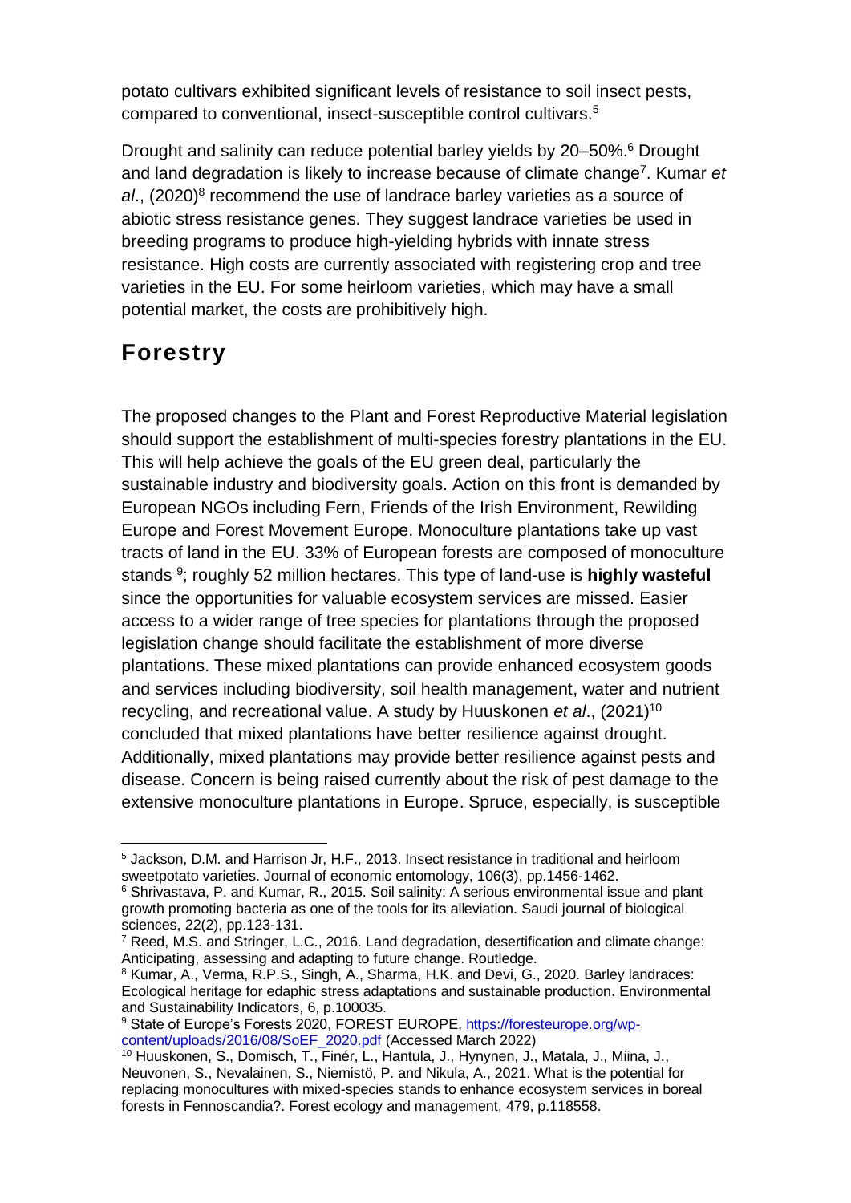potato cultivars exhibited significant levels of resistance to soil insect pests, compared to conventional, insect-susceptible control cultivars.[5]

Drought and salinity can reduce potential barley yields by 20–50%.[6] Drought and land degradation is likely to increase because of climate change[7]. Kumar *et al*., (2020)[8] recommend the use of landrace barley varieties as a source of abiotic stress resistance genes. They suggest landrace varieties be used in breeding programs to produce high-yielding hybrids with innate stress resistance. High costs are currently associated with registering crop and tree varieties in the EU. For some heirloom varieties, which may have a small potential market, the costs are prohibitively high.

## Forestry

The proposed changes to the Plant and Forest Reproductive Material legislation should support the establishment of multi-species forestry plantations in the EU. This will help achieve the goals of the EU green deal, particularly the sustainable industry and biodiversity goals. Action on this front is demanded by European NGOs including Fern, Friends of the Irish Environment, Rewilding Europe and Forest Movement Europe. Monoculture plantations take up vast tracts of land in the EU. 33% of European forests are composed of monoculture stands [9]; roughly 52 million hectares. This type of land-use is **highly wasteful** since the opportunities for valuable ecosystem services are missed. Easier access to a wider range of tree species for plantations through the proposed legislation change should facilitate the establishment of more diverse plantations. These mixed plantations can provide enhanced ecosystem goods and services including biodiversity, soil health management, water and nutrient recycling, and recreational value. A study by Huuskonen *et al*., (2021)[10] concluded that mixed plantations have better resilience against drought. Additionally, mixed plantations may provide better resilience against pests and disease. Concern is being raised currently about the risk of pest damage to the extensive monoculture plantations in Europe. Spruce, especially, is susceptible

---

[5] Jackson, D.M. and Harrison Jr, H.F., 2013. Insect resistance in traditional and heirloom sweetpotato varieties. Journal of economic entomology, 106(3), pp.1456-1462.

[6] Shrivastava, P. and Kumar, R., 2015. Soil salinity: A serious environmental issue and plant growth promoting bacteria as one of the tools for its alleviation. Saudi journal of biological sciences, 22(2), pp.123-131.

[7] Reed, M.S. and Stringer, L.C., 2016. Land degradation, desertification and climate change: Anticipating, assessing and adapting to future change. Routledge.

[8] Kumar, A., Verma, R.P.S., Singh, A., Sharma, H.K. and Devi, G., 2020. Barley landraces: Ecological heritage for edaphic stress adaptations and sustainable production. Environmental and Sustainability Indicators, 6, p.100035.

[9] State of Europe's Forests 2020, FOREST EUROPE, https://foresteurope.org/wp-content/uploads/2016/08/SoEF_2020.pdf (Accessed March 2022)

[10] Huuskonen, S., Domisch, T., Finér, L., Hantula, J., Hynynen, J., Matala, J., Miina, J., Neuvonen, S., Nevalainen, S., Niemistö, P. and Nikula, A., 2021. What is the potential for replacing monocultures with mixed-species stands to enhance ecosystem services in boreal forests in Fennoscandia?. Forest ecology and management, 479, p.118558.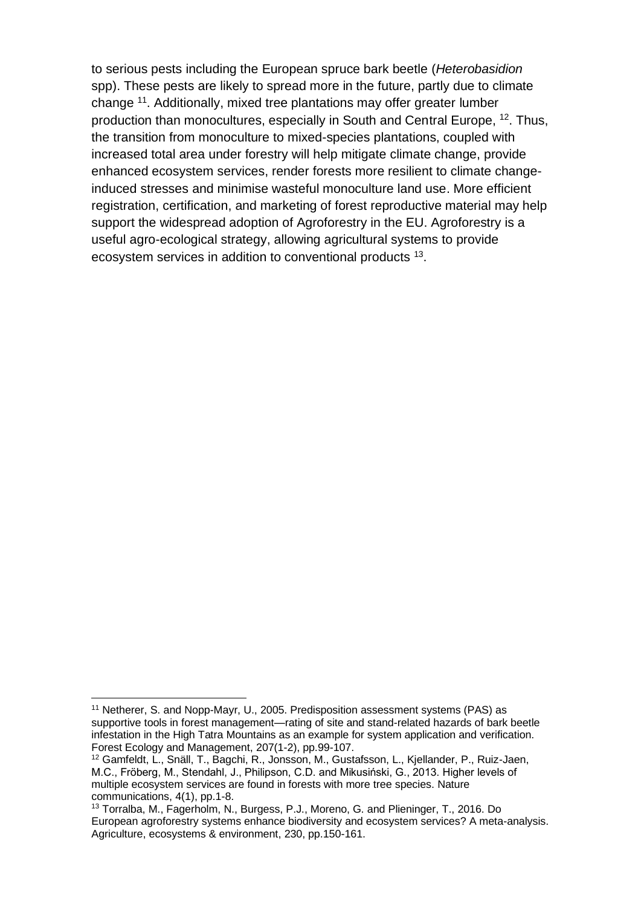to serious pests including the European spruce bark beetle (*Heterobasidion* spp). These pests are likely to spread more in the future, partly due to climate change [11]. Additionally, mixed tree plantations may offer greater lumber production than monocultures, especially in South and Central Europe, [12]. Thus, the transition from monoculture to mixed-species plantations, coupled with increased total area under forestry will help mitigate climate change, provide enhanced ecosystem services, render forests more resilient to climate change-induced stresses and minimise wasteful monoculture land use. More efficient registration, certification, and marketing of forest reproductive material may help support the widespread adoption of Agroforestry in the EU. Agroforestry is a useful agro-ecological strategy, allowing agricultural systems to provide ecosystem services in addition to conventional products [13].

---

[11] Netherer, S. and Nopp-Mayr, U., 2005. Predisposition assessment systems (PAS) as supportive tools in forest management—rating of site and stand-related hazards of bark beetle infestation in the High Tatra Mountains as an example for system application and verification. Forest Ecology and Management, 207(1-2), pp.99-107.

[12] Gamfeldt, L., Snäll, T., Bagchi, R., Jonsson, M., Gustafsson, L., Kjellander, P., Ruiz-Jaen, M.C., Fröberg, M., Stendahl, J., Philipson, C.D. and Mikusiński, G., 2013. Higher levels of multiple ecosystem services are found in forests with more tree species. Nature communications, 4(1), pp.1-8.

[13] Torralba, M., Fagerholm, N., Burgess, P.J., Moreno, G. and Plieninger, T., 2016. Do European agroforestry systems enhance biodiversity and ecosystem services? A meta-analysis. Agriculture, ecosystems & environment, 230, pp.150-161.